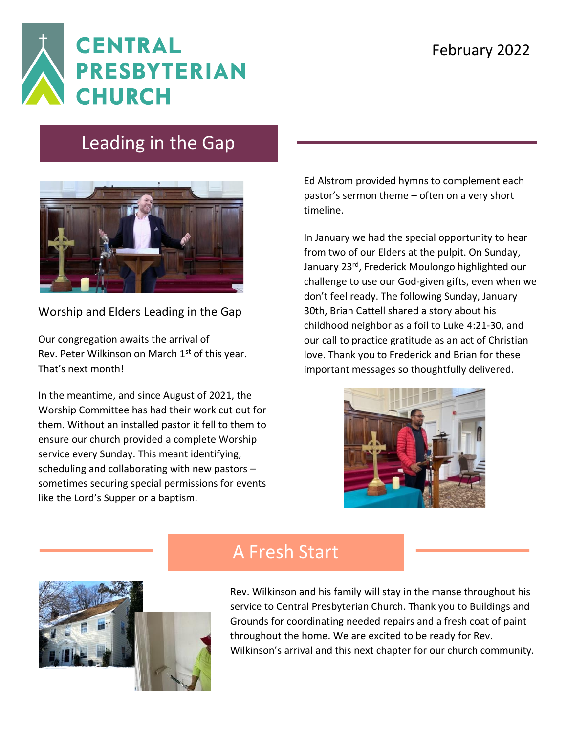# CENTRAL PRESBYTERIAN CHURCH

February 2022

## Leading in the Gap

Worship and Elders Leading in the Gap

Our congregation awaits the arrival of Rev. Peter Wilkinson on March 1st of this year. That's next month!

In the meantime, and since August of 2021, the Worship Committee has had their work cut out for them. Without an installed pastor it fell to them to ensure our church provided a complete Worship service every Sunday. This meant identifying, scheduling and collaborating with new pastors – sometimes securing special permissions for events like the Lord's Supper or a baptism.

Ed Alstrom provided hymns to complement each pastor's sermon theme – often on a very short timeline.

In January we had the special opportunity to hear from two of our Elders at the pulpit. On Sunday, January 23rd, Frederick Moulongo highlighted our challenge to use our God-given gifts, even when we don't feel ready. The following Sunday, January 30th, Brian Cattell shared a story about his childhood neighbor as a foil to Luke 4:21-30, and our call to practice gratitude as an act of Christian love. Thank you to Frederick and Brian for these important messages so thoughtfully delivered.

## A Fresh Start

Rev. Wilkinson and his family will stay in the manse throughout his service to Central Presbyterian Church. Thank you to Buildings and Grounds for coordinating needed repairs and a fresh coat of paint throughout the home. We are excited to be ready for Rev. Wilkinson's arrival and this next chapter for our church community.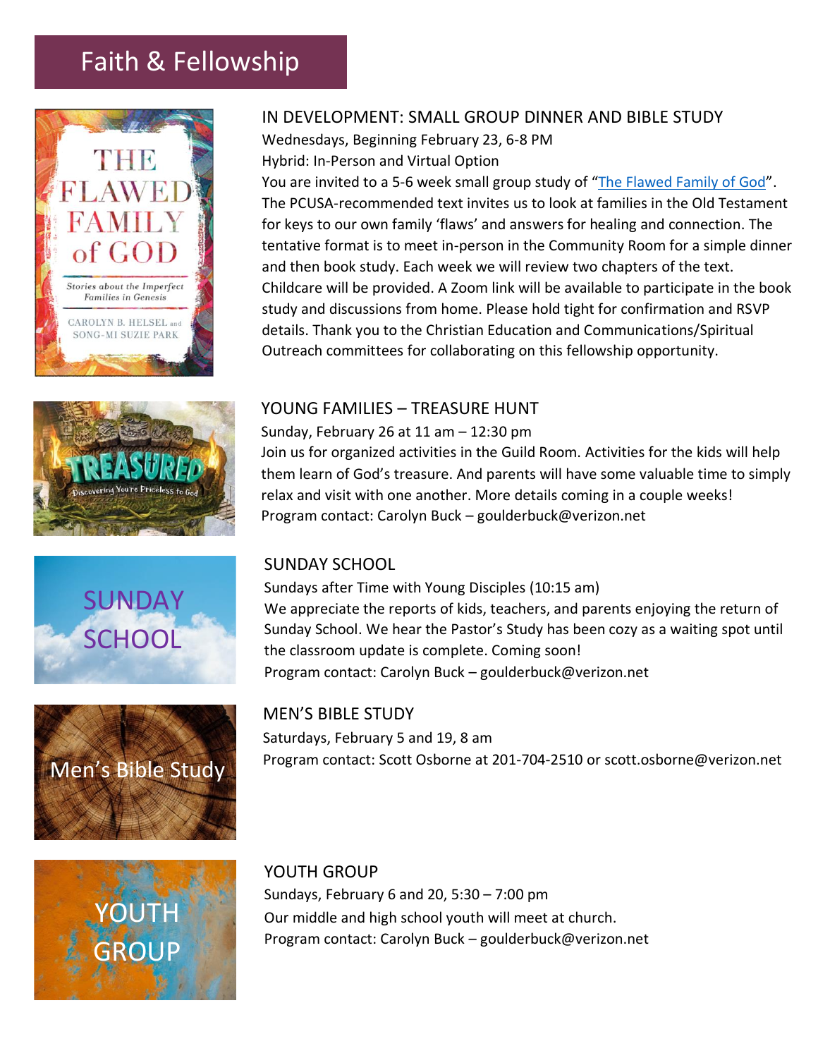# Faith & Fellowship

## IN DEVELOPMENT: SMALL GROUP DINNER AND BIBLE STUDY

Wednesdays, Beginning February 23, 6-8 PM

Hybrid: In-Person and Virtual Option

You are invited to a 5-6 week small group study of "The Flawed Family of God". The PCUSA-recommended text invites us to look at families in the Old Testament for keys to our own family 'flaws' and answers for healing and connection. The tentative format is to meet in-person in the Community Room for a simple dinner and then book study. Each week we will review two chapters of the text. Childcare will be provided. A Zoom link will be available to participate in the book study and discussions from home. Please hold tight for confirmation and RSVP details. Thank you to the Christian Education and Communications/Spiritual Outreach committees for collaborating on this fellowship opportunity.

## YOUNG FAMILIES – TREASURE HUNT

Sunday, February 26 at 11 am – 12:30 pm

Join us for organized activities in the Guild Room. Activities for the kids will help them learn of God's treasure. And parents will have some valuable time to simply relax and visit with one another. More details coming in a couple weeks!

Program contact: Carolyn Buck – goulderbuck@verizon.net

## SUNDAY SCHOOL

Sundays after Time with Young Disciples (10:15 am)

We appreciate the reports of kids, teachers, and parents enjoying the return of Sunday School. We hear the Pastor's Study has been cozy as a waiting spot until the classroom update is complete. Coming soon!

Program contact: Carolyn Buck – goulderbuck@verizon.net

## MEN'S BIBLE STUDY

Saturdays, February 5 and 19, 8 am

Program contact: Scott Osborne at 201-704-2510 or scott.osborne@verizon.net

## YOUTH GROUP

Sundays, February 6 and 20, 5:30 – 7:00 pm

Our middle and high school youth will meet at church.

Program contact: Carolyn Buck – goulderbuck@verizon.net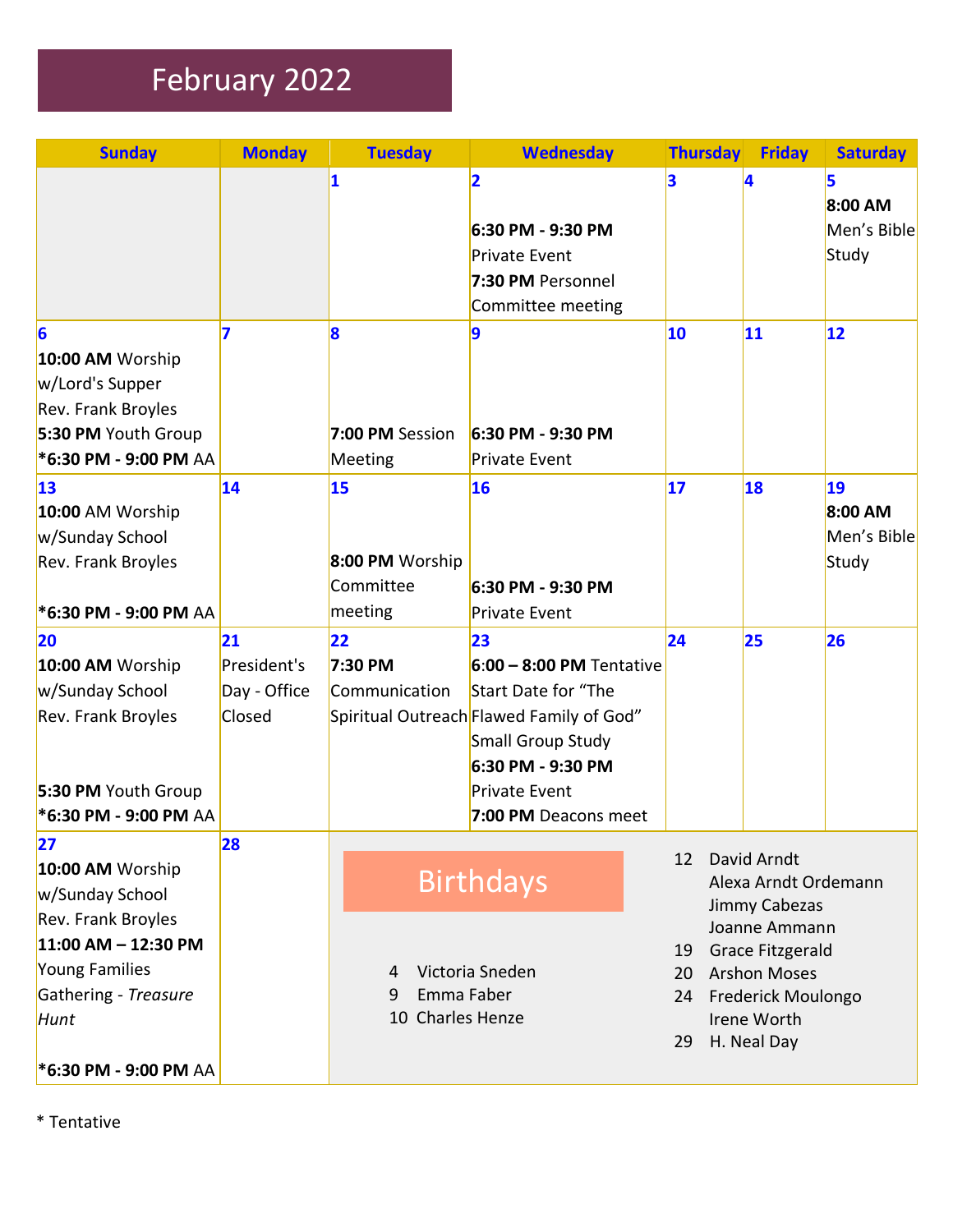# February 2022

| Sunday | Monday | Tuesday | Wednesday | Thursday | Friday | Saturday |
|---|---|---|---|---|---|---|
| | | **1** | **2**<br>**6:30 PM - 9:30 PM** Private Event<br>**7:30 PM** Personnel Committee meeting | **3** | **4** | **5**<br>**8:00 AM** Men's Bible Study |
| **6**<br>**10:00 AM** Worship w/Lord's Supper Rev. Frank Broyles<br>**5:30 PM** Youth Group<br>***6:30 PM - 9:00 PM** AA | **7** | **8**<br>**7:00 PM** Session Meeting | **9**<br>**6:30 PM - 9:30 PM** Private Event | **10** | **11** | **12** |
| **13**<br>**10:00** AM Worship w/Sunday School Rev. Frank Broyles<br>***6:30 PM - 9:00 PM** AA | **14** | **15**<br>**8:00 PM** Worship Committee meeting | **16**<br>**6:30 PM - 9:30 PM** Private Event | **17** | **18** | **19**<br>**8:00 AM** Men's Bible Study |
| **20**<br>**10:00 AM** Worship w/Sunday School Rev. Frank Broyles<br>**5:30 PM** Youth Group<br>***6:30 PM - 9:00 PM** AA | **21**<br>President's Day - Office Closed | **22**<br>**7:30 PM** Communication Spiritual Outreach | **23**<br>**6:00 – 8:00 PM** Tentative Start Date for "The Flawed Family of God" Small Group Study<br>**6:30 PM - 9:30 PM** Private Event<br>**7:00 PM** Deacons meet | **24** | **25** | **26** |
| **27**<br>**10:00 AM** Worship w/Sunday School Rev. Frank Broyles<br>**11:00 AM – 12:30 PM** Young Families Gathering - *Treasure Hunt*<br>***6:30 PM - 9:00 PM** AA | **28** | | | | | |

## Birthdays

- 4 Victoria Sneden
- 9 Emma Faber
- 10 Charles Henze
- 12 David Arndt
  - Alexa Arndt Ordemann
  - Jimmy Cabezas
  - Joanne Ammann
- 19 Grace Fitzgerald
- 20 Arshon Moses
- 24 Frederick Moulongo
  - Irene Worth
- 29 H. Neal Day

* Tentative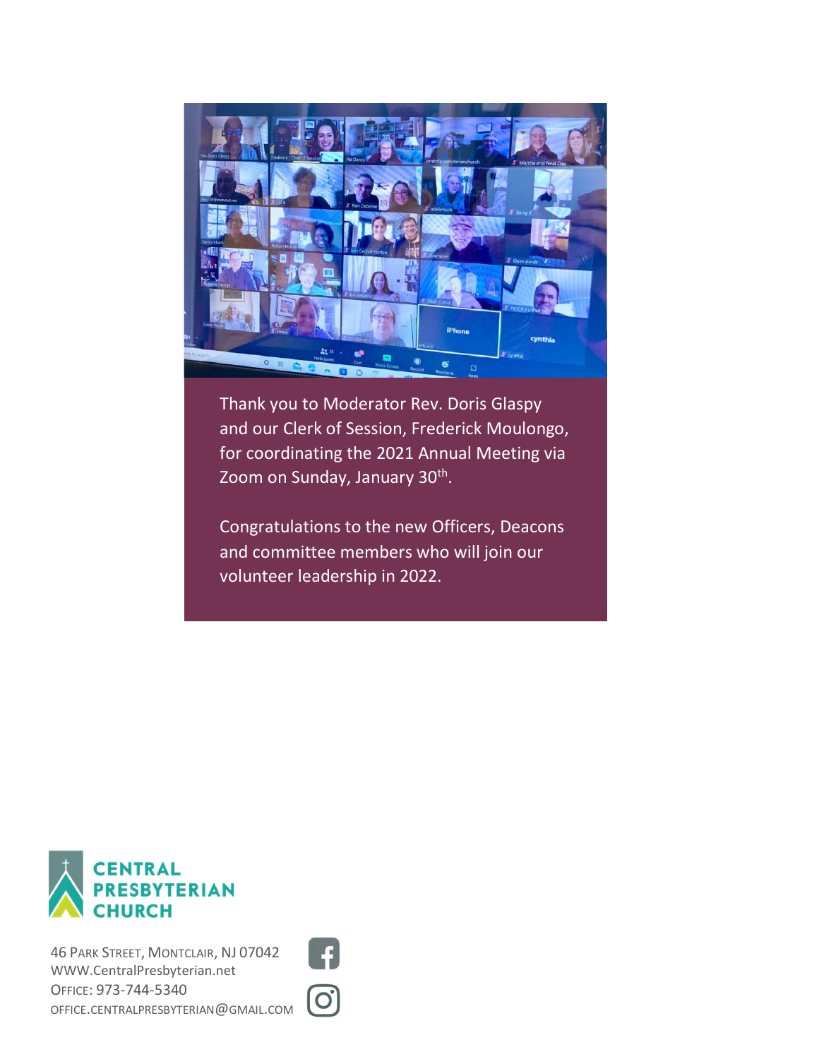Thank you to Moderator Rev. Doris Glaspy and our Clerk of Session, Frederick Moulongo, for coordinating the 2021 Annual Meeting via Zoom on Sunday, January 30th.

Congratulations to the new Officers, Deacons and committee members who will join our volunteer leadership in 2022.

**CENTRAL PRESBYTERIAN CHURCH**

46 PARK STREET, MONTCLAIR, NJ 07042
WWW.CentralPresbyterian.net
OFFICE: 973-744-5340
OFFICE.CENTRALPRESBYTERIAN@GMAIL.COM